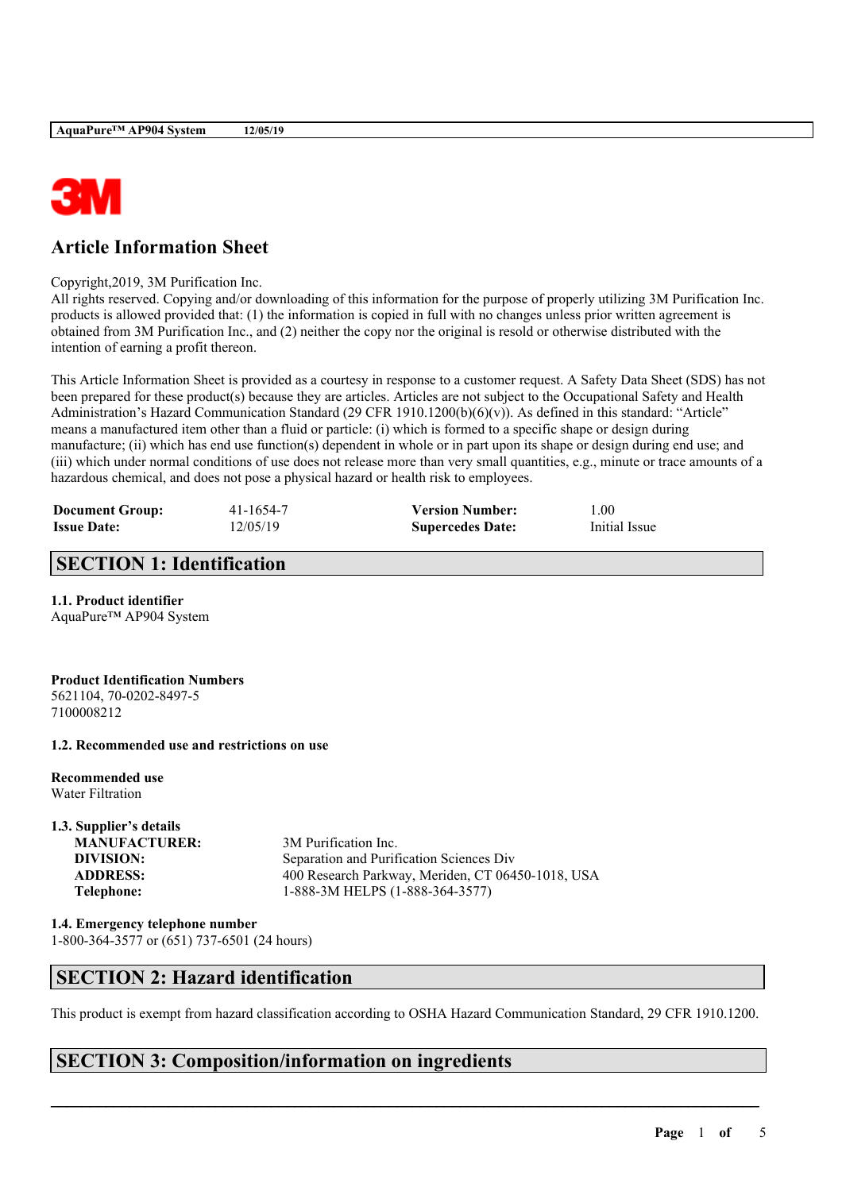3M

# Article Information Sheet

Copyright,2019, 3M Purification Inc.
All rights reserved. Copying and/or downloading of this information for the purpose of properly utilizing 3M Purification Inc. products is allowed provided that: (1) the information is copied in full with no changes unless prior written agreement is obtained from 3M Purification Inc., and (2) neither the copy nor the original is resold or otherwise distributed with the intention of earning a profit thereon.

This Article Information Sheet is provided as a courtesy in response to a customer request. A Safety Data Sheet (SDS) has not been prepared for these product(s) because they are articles. Articles are not subject to the Occupational Safety and Health Administration's Hazard Communication Standard (29 CFR 1910.1200(b)(6)(v)). As defined in this standard: "Article" means a manufactured item other than a fluid or particle: (i) which is formed to a specific shape or design during manufacture; (ii) which has end use function(s) dependent in whole or in part upon its shape or design during end use; and (iii) which under normal conditions of use does not release more than very small quantities, e.g., minute or trace amounts of a hazardous chemical, and does not pose a physical hazard or health risk to employees.

| | | | |
|---|---|---|---|
| **Document Group:** | 41-1654-7 | **Version Number:** | 1.00 |
| **Issue Date:** | 12/05/19 | **Supercedes Date:** | Initial Issue |

## SECTION 1: Identification

**1.1. Product identifier**
AquaPure™ AP904 System

**Product Identification Numbers**
5621104, 70-0202-8497-5
7100008212

**1.2. Recommended use and restrictions on use**

**Recommended use**
Water Filtration

**1.3. Supplier's details**

| | |
|---|---|
| **MANUFACTURER:** | 3M Purification Inc. |
| **DIVISION:** | Separation and Purification Sciences Div |
| **ADDRESS:** | 400 Research Parkway, Meriden, CT 06450-1018, USA |
| **Telephone:** | 1-888-3M HELPS (1-888-364-3577) |

**1.4. Emergency telephone number**
1-800-364-3577 or (651) 737-6501 (24 hours)

## SECTION 2: Hazard identification

This product is exempt from hazard classification according to OSHA Hazard Communication Standard, 29 CFR 1910.1200.

## SECTION 3: Composition/information on ingredients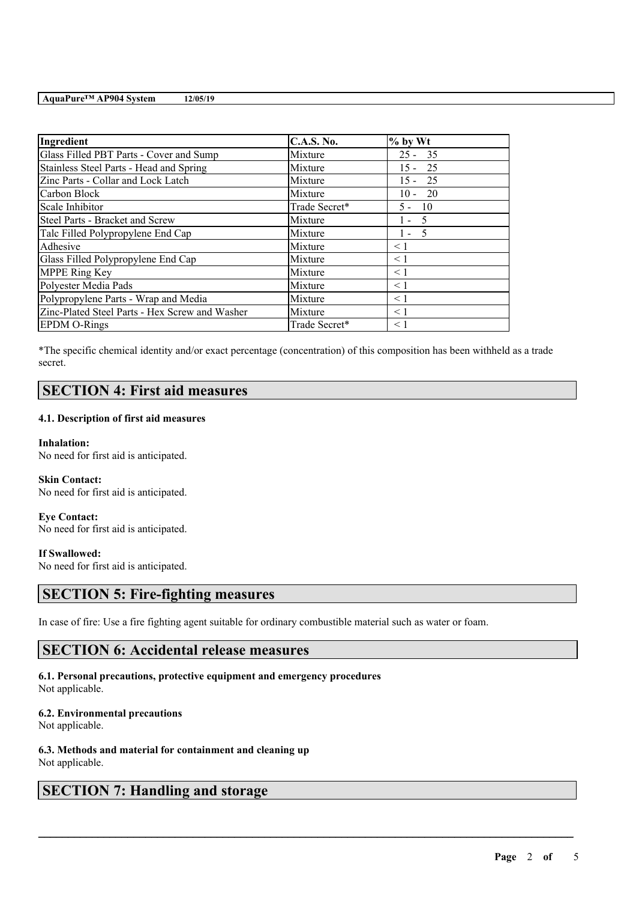| Ingredient | C.A.S. No. | % by Wt |
| --- | --- | --- |
| Glass Filled PBT Parts - Cover and Sump | Mixture | 25 - 35 |
| Stainless Steel Parts - Head and Spring | Mixture | 15 - 25 |
| Zinc Parts - Collar and Lock Latch | Mixture | 15 - 25 |
| Carbon Block | Mixture | 10 - 20 |
| Scale Inhibitor | Trade Secret* | 5 - 10 |
| Steel Parts - Bracket and Screw | Mixture | 1 - 5 |
| Talc Filled Polypropylene End Cap | Mixture | 1 - 5 |
| Adhesive | Mixture | < 1 |
| Glass Filled Polypropylene End Cap | Mixture | < 1 |
| MPPE Ring Key | Mixture | < 1 |
| Polyester Media Pads | Mixture | < 1 |
| Polypropylene Parts - Wrap and Media | Mixture | < 1 |
| Zinc-Plated Steel Parts - Hex Screw and Washer | Mixture | < 1 |
| EPDM O-Rings | Trade Secret* | < 1 |

*The specific chemical identity and/or exact percentage (concentration) of this composition has been withheld as a trade secret.

## SECTION 4: First aid measures

### 4.1. Description of first aid measures

**Inhalation:**
No need for first aid is anticipated.

**Skin Contact:**
No need for first aid is anticipated.

**Eye Contact:**
No need for first aid is anticipated.

**If Swallowed:**
No need for first aid is anticipated.

## SECTION 5: Fire-fighting measures

In case of fire: Use a fire fighting agent suitable for ordinary combustible material such as water or foam.

## SECTION 6: Accidental release measures

### 6.1. Personal precautions, protective equipment and emergency procedures
Not applicable.

### 6.2. Environmental precautions
Not applicable.

### 6.3. Methods and material for containment and cleaning up
Not applicable.

## SECTION 7: Handling and storage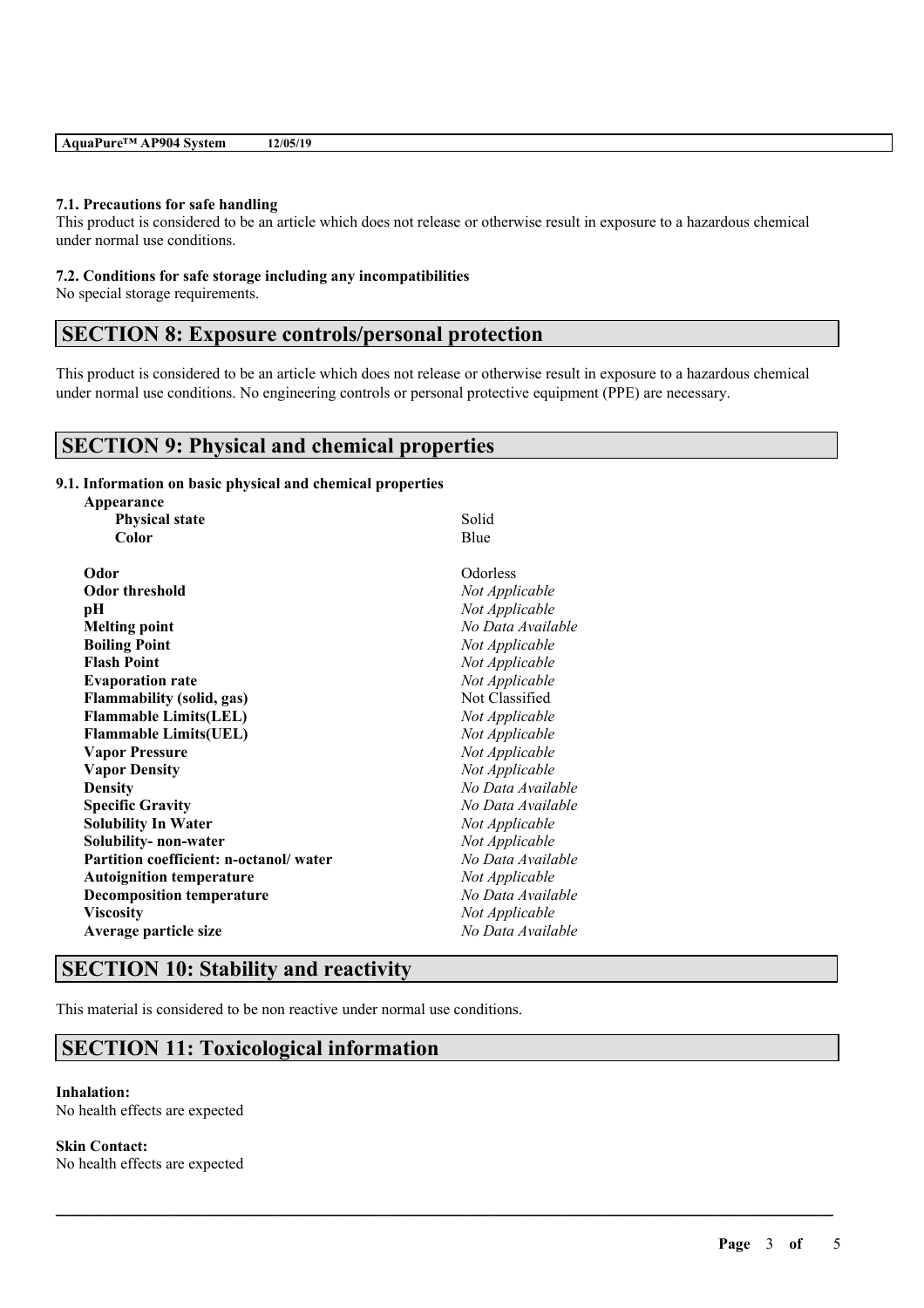**7.1. Precautions for safe handling**

This product is considered to be an article which does not release or otherwise result in exposure to a hazardous chemical under normal use conditions.

**7.2. Conditions for safe storage including any incompatibilities**

No special storage requirements.

## SECTION 8: Exposure controls/personal protection

This product is considered to be an article which does not release or otherwise result in exposure to a hazardous chemical under normal use conditions. No engineering controls or personal protective equipment (PPE) are necessary.

## SECTION 9: Physical and chemical properties

**9.1. Information on basic physical and chemical properties**

| Property | Value |
|---|---|
| **Appearance** | |
| **Physical state** | Solid |
| **Color** | Blue |
| **Odor** | Odorless |
| **Odor threshold** | *Not Applicable* |
| **pH** | *Not Applicable* |
| **Melting point** | *No Data Available* |
| **Boiling Point** | *Not Applicable* |
| **Flash Point** | *Not Applicable* |
| **Evaporation rate** | *Not Applicable* |
| **Flammability (solid, gas)** | Not Classified |
| **Flammable Limits(LEL)** | *Not Applicable* |
| **Flammable Limits(UEL)** | *Not Applicable* |
| **Vapor Pressure** | *Not Applicable* |
| **Vapor Density** | *Not Applicable* |
| **Density** | *No Data Available* |
| **Specific Gravity** | *No Data Available* |
| **Solubility In Water** | *Not Applicable* |
| **Solubility- non-water** | *Not Applicable* |
| **Partition coefficient: n-octanol/ water** | *No Data Available* |
| **Autoignition temperature** | *Not Applicable* |
| **Decomposition temperature** | *No Data Available* |
| **Viscosity** | *Not Applicable* |
| **Average particle size** | *No Data Available* |

## SECTION 10: Stability and reactivity

This material is considered to be non reactive under normal use conditions.

## SECTION 11: Toxicological information

**Inhalation:**

No health effects are expected

**Skin Contact:**

No health effects are expected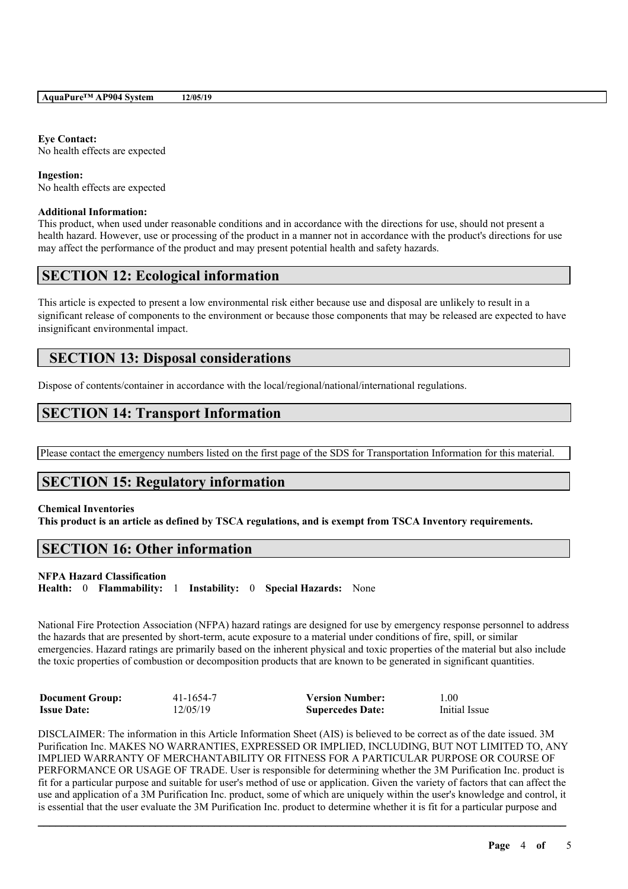**Eye Contact:**
No health effects are expected

**Ingestion:**
No health effects are expected

**Additional Information:**
This product, when used under reasonable conditions and in accordance with the directions for use, should not present a health hazard. However, use or processing of the product in a manner not in accordance with the product's directions for use may affect the performance of the product and may present potential health and safety hazards.

## SECTION 12: Ecological information

This article is expected to present a low environmental risk either because use and disposal are unlikely to result in a significant release of components to the environment or because those components that may be released are expected to have insignificant environmental impact.

## SECTION 13: Disposal considerations

Dispose of contents/container in accordance with the local/regional/national/international regulations.

## SECTION 14: Transport Information

Please contact the emergency numbers listed on the first page of the SDS for Transportation Information for this material.

## SECTION 15: Regulatory information

**Chemical Inventories**
**This product is an article as defined by TSCA regulations, and is exempt from TSCA Inventory requirements.**

## SECTION 16: Other information

**NFPA Hazard Classification**
**Health:** 0 **Flammability:** 1 **Instability:** 0 **Special Hazards:** None

National Fire Protection Association (NFPA) hazard ratings are designed for use by emergency response personnel to address the hazards that are presented by short-term, acute exposure to a material under conditions of fire, spill, or similar emergencies. Hazard ratings are primarily based on the inherent physical and toxic properties of the material but also include the toxic properties of combustion or decomposition products that are known to be generated in significant quantities.

| | | | |
|---|---|---|---|
| **Document Group:** | 41-1654-7 | **Version Number:** | 1.00 |
| **Issue Date:** | 12/05/19 | **Supercedes Date:** | Initial Issue |

DISCLAIMER: The information in this Article Information Sheet (AIS) is believed to be correct as of the date issued. 3M Purification Inc. MAKES NO WARRANTIES, EXPRESSED OR IMPLIED, INCLUDING, BUT NOT LIMITED TO, ANY IMPLIED WARRANTY OF MERCHANTABILITY OR FITNESS FOR A PARTICULAR PURPOSE OR COURSE OF PERFORMANCE OR USAGE OF TRADE. User is responsible for determining whether the 3M Purification Inc. product is fit for a particular purpose and suitable for user's method of use or application. Given the variety of factors that can affect the use and application of a 3M Purification Inc. product, some of which are uniquely within the user's knowledge and control, it is essential that the user evaluate the 3M Purification Inc. product to determine whether it is fit for a particular purpose and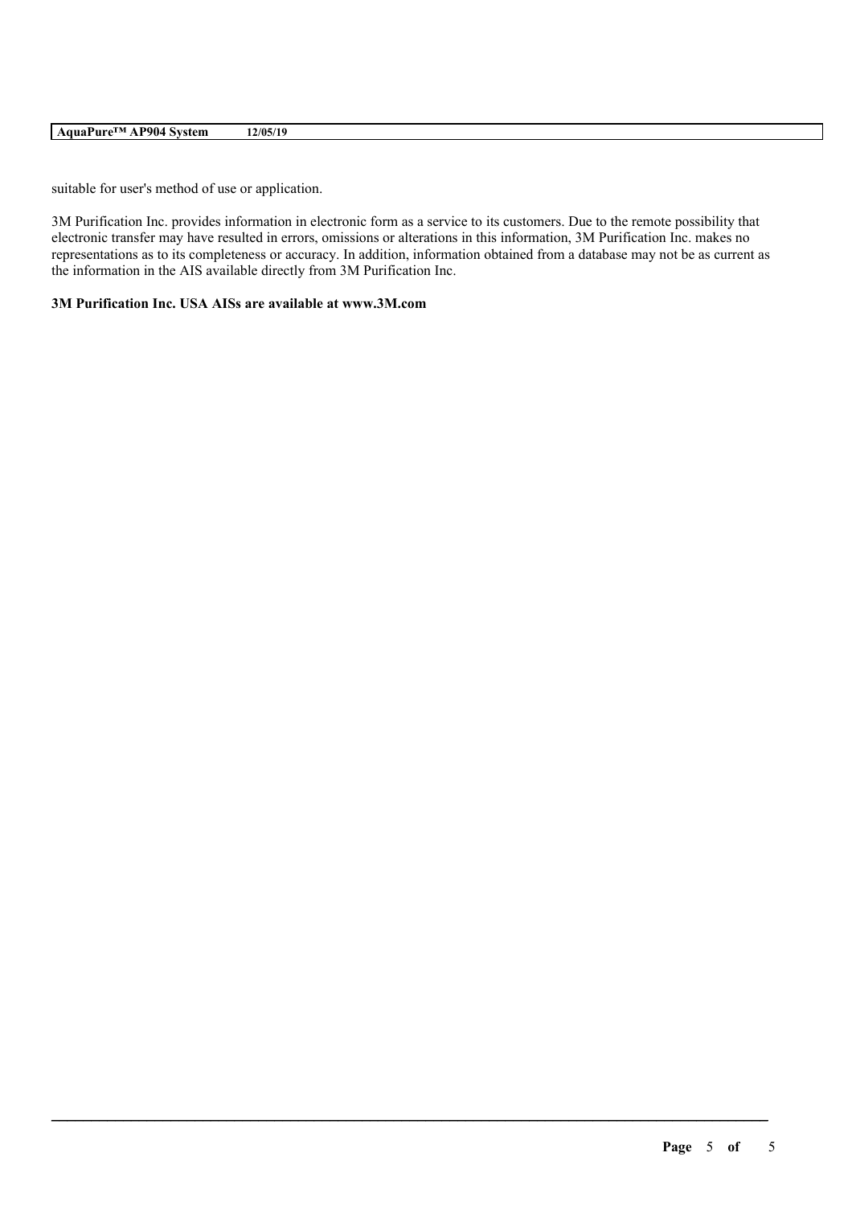suitable for user's method of use or application.

3M Purification Inc. provides information in electronic form as a service to its customers. Due to the remote possibility that electronic transfer may have resulted in errors, omissions or alterations in this information, 3M Purification Inc. makes no representations as to its completeness or accuracy. In addition, information obtained from a database may not be as current as the information in the AIS available directly from 3M Purification Inc.

**3M Purification Inc. USA AISs are available at www.3M.com**